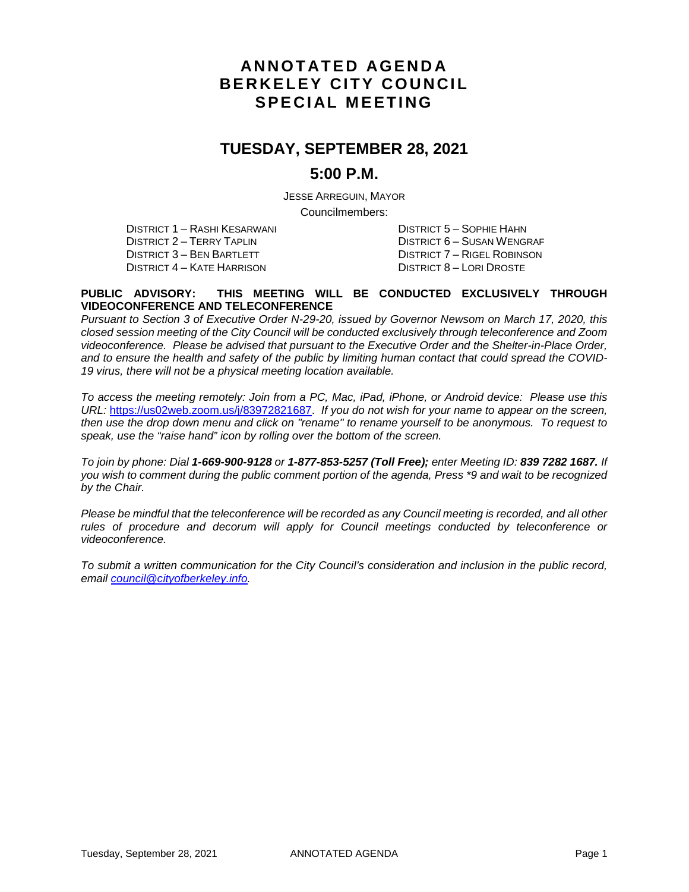# ANNOTATED AGENDA
# BERKELEY CITY COUNCIL
# SPECIAL MEETING

## TUESDAY, SEPTEMBER 28, 2021

## 5:00 P.M.

JESSE ARREGUIN, MAYOR

Councilmembers:

DISTRICT 1 – RASHI KESARWANI
DISTRICT 2 – TERRY TAPLIN
DISTRICT 3 – BEN BARTLETT
DISTRICT 4 – KATE HARRISON
DISTRICT 5 – SOPHIE HAHN
DISTRICT 6 – SUSAN WENGRAF
DISTRICT 7 – RIGEL ROBINSON
DISTRICT 8 – LORI DROSTE

**PUBLIC ADVISORY: THIS MEETING WILL BE CONDUCTED EXCLUSIVELY THROUGH VIDEOCONFERENCE AND TELECONFERENCE**

*Pursuant to Section 3 of Executive Order N-29-20, issued by Governor Newsom on March 17, 2020, this closed session meeting of the City Council will be conducted exclusively through teleconference and Zoom videoconference. Please be advised that pursuant to the Executive Order and the Shelter-in-Place Order, and to ensure the health and safety of the public by limiting human contact that could spread the COVID-19 virus, there will not be a physical meeting location available.*

*To access the meeting remotely: Join from a PC, Mac, iPad, iPhone, or Android device: Please use this URL:* https://us02web.zoom.us/j/83972821687. *If you do not wish for your name to appear on the screen, then use the drop down menu and click on "rename" to rename yourself to be anonymous. To request to speak, use the "raise hand" icon by rolling over the bottom of the screen.*

*To join by phone: Dial **1-669-900-9128** or **1-877-853-5257 (Toll Free);** enter Meeting ID: **839 7282 1687.** If you wish to comment during the public comment portion of the agenda, Press \*9 and wait to be recognized by the Chair.*

*Please be mindful that the teleconference will be recorded as any Council meeting is recorded, and all other rules of procedure and decorum will apply for Council meetings conducted by teleconference or videoconference.*

*To submit a written communication for the City Council's consideration and inclusion in the public record, email* council@cityofberkeley.info.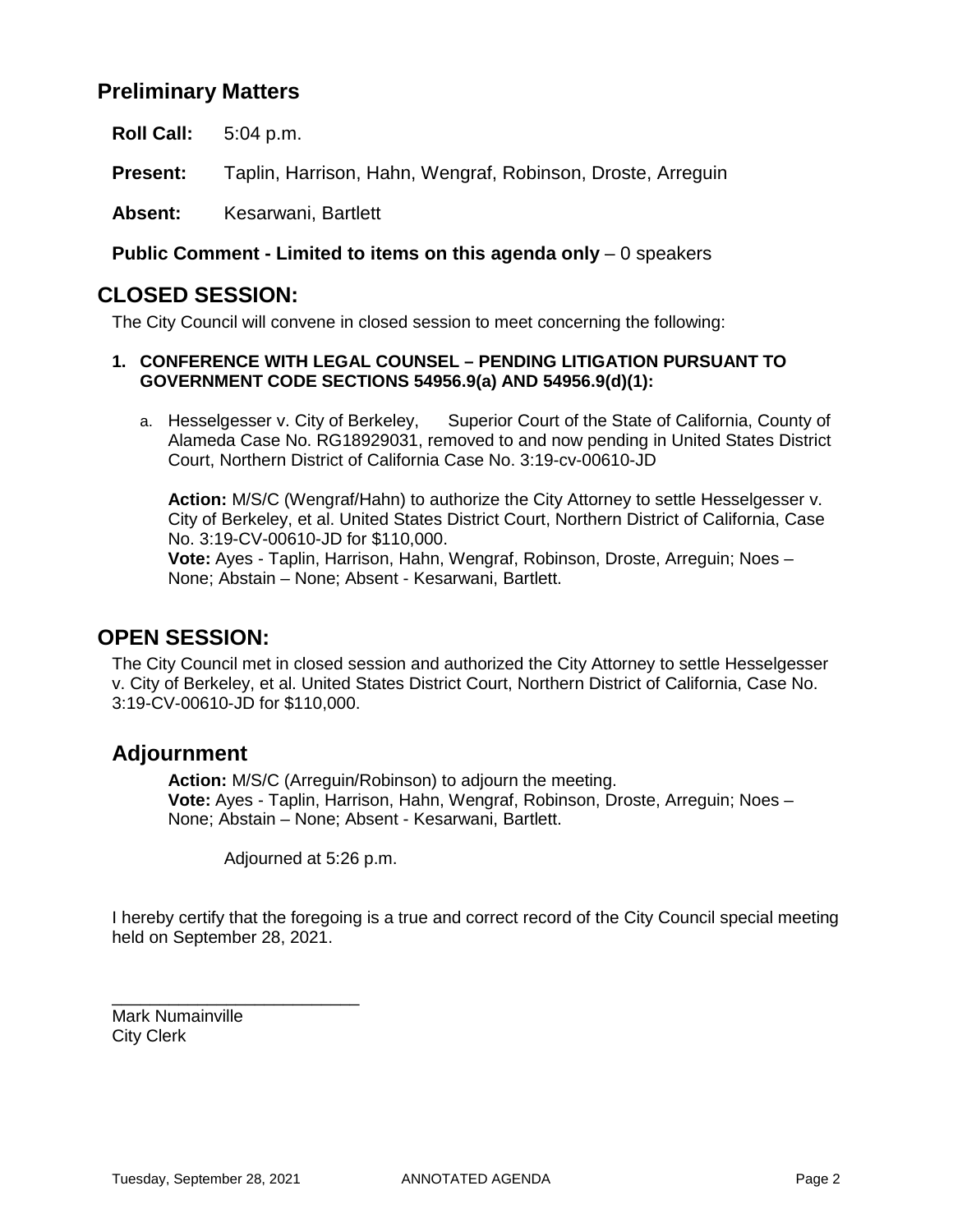## Preliminary Matters

**Roll Call:** 5:04 p.m.

**Present:** Taplin, Harrison, Hahn, Wengraf, Robinson, Droste, Arreguin

**Absent:** Kesarwani, Bartlett

**Public Comment - Limited to items on this agenda only** – 0 speakers

## CLOSED SESSION:

The City Council will convene in closed session to meet concerning the following:

**1. CONFERENCE WITH LEGAL COUNSEL – PENDING LITIGATION PURSUANT TO GOVERNMENT CODE SECTIONS 54956.9(a) AND 54956.9(d)(1):**

a. Hesselgesser v. City of Berkeley, Superior Court of the State of California, County of Alameda Case No. RG18929031, removed to and now pending in United States District Court, Northern District of California Case No. 3:19-cv-00610-JD

**Action:** M/S/C (Wengraf/Hahn) to authorize the City Attorney to settle Hesselgesser v. City of Berkeley, et al. United States District Court, Northern District of California, Case No. 3:19-CV-00610-JD for $110,000.
**Vote:** Ayes - Taplin, Harrison, Hahn, Wengraf, Robinson, Droste, Arreguin; Noes – None; Abstain – None; Absent - Kesarwani, Bartlett.

## OPEN SESSION:

The City Council met in closed session and authorized the City Attorney to settle Hesselgesser v. City of Berkeley, et al. United States District Court, Northern District of California, Case No. 3:19-CV-00610-JD for $110,000.

## Adjournment

**Action:** M/S/C (Arreguin/Robinson) to adjourn the meeting.
**Vote:** Ayes - Taplin, Harrison, Hahn, Wengraf, Robinson, Droste, Arreguin; Noes – None; Abstain – None; Absent - Kesarwani, Bartlett.

Adjourned at 5:26 p.m.

I hereby certify that the foregoing is a true and correct record of the City Council special meeting held on September 28, 2021.

\_\_\_\_\_\_\_\_\_\_\_\_\_\_\_\_\_\_\_\_\_\_\_\_\_\_\_

Mark Numainville
City Clerk